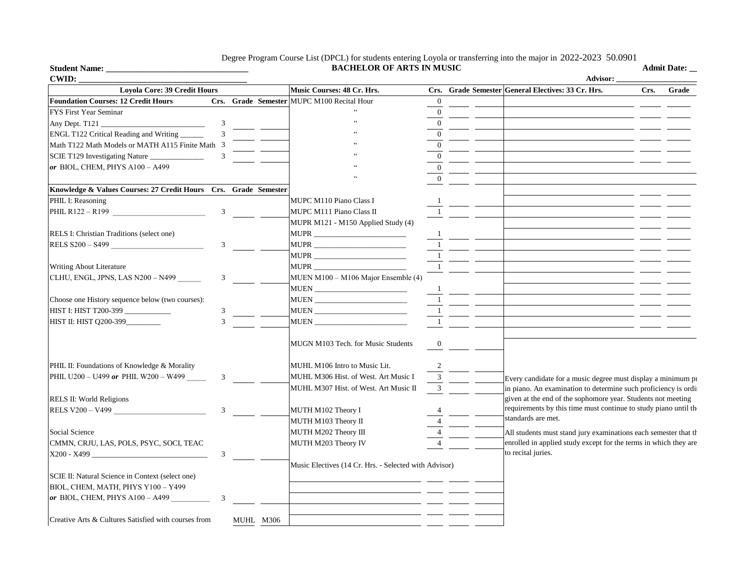Degree Program Course List (DPCL) for students entering Loyola or transferring into the major in 2022-2023 50.0901

**Student Name: ______________________________** **BACHELOR OF ARTS IN MUSIC** **Admit Date: __**

**CWID: ______________________________** **Advisor: ____________________**

| **Loyola Core: 39 Credit Hours** | | | | **Music Courses: 48 Cr. Hrs.** | **Crs.** | **Grade** | **Semester** | **General Electives: 33 Cr. Hrs.** | **Crs.** | **Grade** |
|---|---|---|---|---|---|---|---|---|---|---|
| **Foundation Courses: 12 Credit Hours** | **Crs.** | **Grade** | **Semester** | MUPC M100 Recital Hour | 0 | | | | | |
| FYS First Year Seminar | | | | " | 0 | | | | | |
| Any Dept. T121 ______ | 3 | | | " | 0 | | | | | |
| ENGL T122 Critical Reading and Writing ______ | 3 | | | " | 0 | | | | | |
| Math T122 Math Models or MATH A115 Finite Math | 3 | | | " | 0 | | | | | |
| SCIE T129 Investigating Nature ______ | 3 | | | " | 0 | | | | | |
| *or* BIOL, CHEM, PHYS A100 – A499 | | | | " | 0 | | | | | |
| | | | | " | 0 | | | | | |
| **Knowledge & Values Courses: 27 Credit Hours** | **Crs.** | **Grade** | **Semester** | | | | | | | |
| PHIL I: Reasoning | | | | MUPC M110 Piano Class I | 1 | | | | | |
| PHIL R122 – R199 ______ | 3 | | | MUPC M111 Piano Class II | 1 | | | | | |
| | | | | MUPR M121 - M150 Applied Study (4) | | | | | | |
| RELS I: Christian Traditions (select one) | | | | MUPR ______ | 1 | | | | | |
| RELS S200 – S499 ______ | 3 | | | MUPR ______ | 1 | | | | | |
| | | | | MUPR ______ | 1 | | | | | |
| Writing About Literature | | | | MUPR ______ | 1 | | | | | |
| CLHU, ENGL, JPNS, LAS N200 – N499 ______ | 3 | | | MUEN M100 – M106 Major Ensemble (4) | | | | | | |
| | | | | MUEN ______ | 1 | | | | | |
| Choose one History sequence below (two courses): | | | | MUEN ______ | 1 | | | | | |
| HIST I: HIST T200-399 ______ | 3 | | | MUEN ______ | 1 | | | | | |
| HIST II: HIST Q200-399______ | 3 | | | MUEN ______ | 1 | | | | | |
| | | | | MUGN M103 Tech. for Music Students | 0 | | | | | |
| PHIL II: Foundations of Knowledge & Morality | | | | MUHL M106 Intro to Music Lit. | 2 | | | | | |
| PHIL U200 – U499 ***or*** PHIL W200 – W499 ______ | 3 | | | MUHL M306 Hist. of West. Art Music I | 3 | | | | | |
| | | | | MUHL M307 Hist. of West. Art Music II | 3 | | | | | |
| RELS II: World Religions | | | | | | | | | | |
| RELS V200 – V499 ______ | 3 | | | MUTH M102 Theory I | 4 | | | | | |
| | | | | MUTH M103 Theory II | 4 | | | | | |
| Social Science | | | | MUTH M202 Theory III | 4 | | | | | |
| CMMN, CRJU, LAS, POLS, PSYC, SOCI, TEAC | | | | MUTH M203 Theory IV | 4 | | | | | |
| X200 - X499 ______ | 3 | | | | | | | | | |
| | | | | Music Electives (14 Cr. Hrs. - Selected with Advisor) | | | | | | |
| SCIE II: Natural Science in Context (select one) | | | | | | | | | | |
| BIOL, CHEM, MATH, PHYS Y100 – Y499 | | | | | | | | | | |
| *or* BIOL, CHEM, PHYS A100 – A499 ______ | 3 | | | | | | | | | |
| | | | | | | | | | | |
| Creative Arts & Cultures Satisfied with courses from | | MUHL | M306 | | | | | | | |

Every candidate for a music degree must display a minimum pı in piano. An examination to determine such proficiency is ordi given at the end of the sophomore year. Students not meeting requirements by this time must continue to study piano until th standards are met.

All students must stand jury examinations each semester that tl enrolled in applied study except for the terms in which they are to recital juries.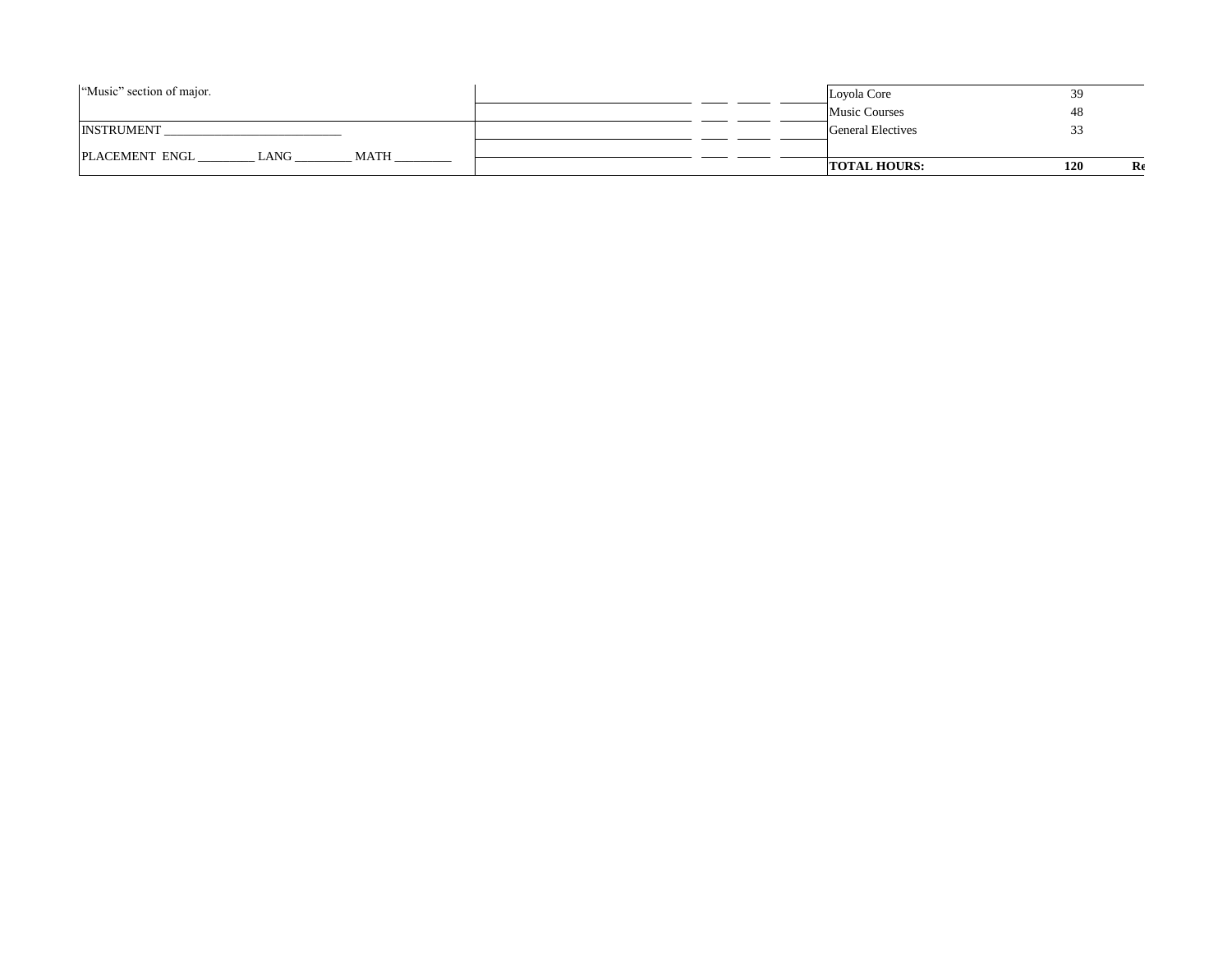"Music" section of major.

INSTRUMENT ____________________________

PLACEMENT ENGL _________ LANG _________ MATH _________

| | |
|---|---|
| Loyola Core | 39 |
| Music Courses | 48 |
| General Electives | 33 |
| **TOTAL HOURS:** | **120** |

**Re**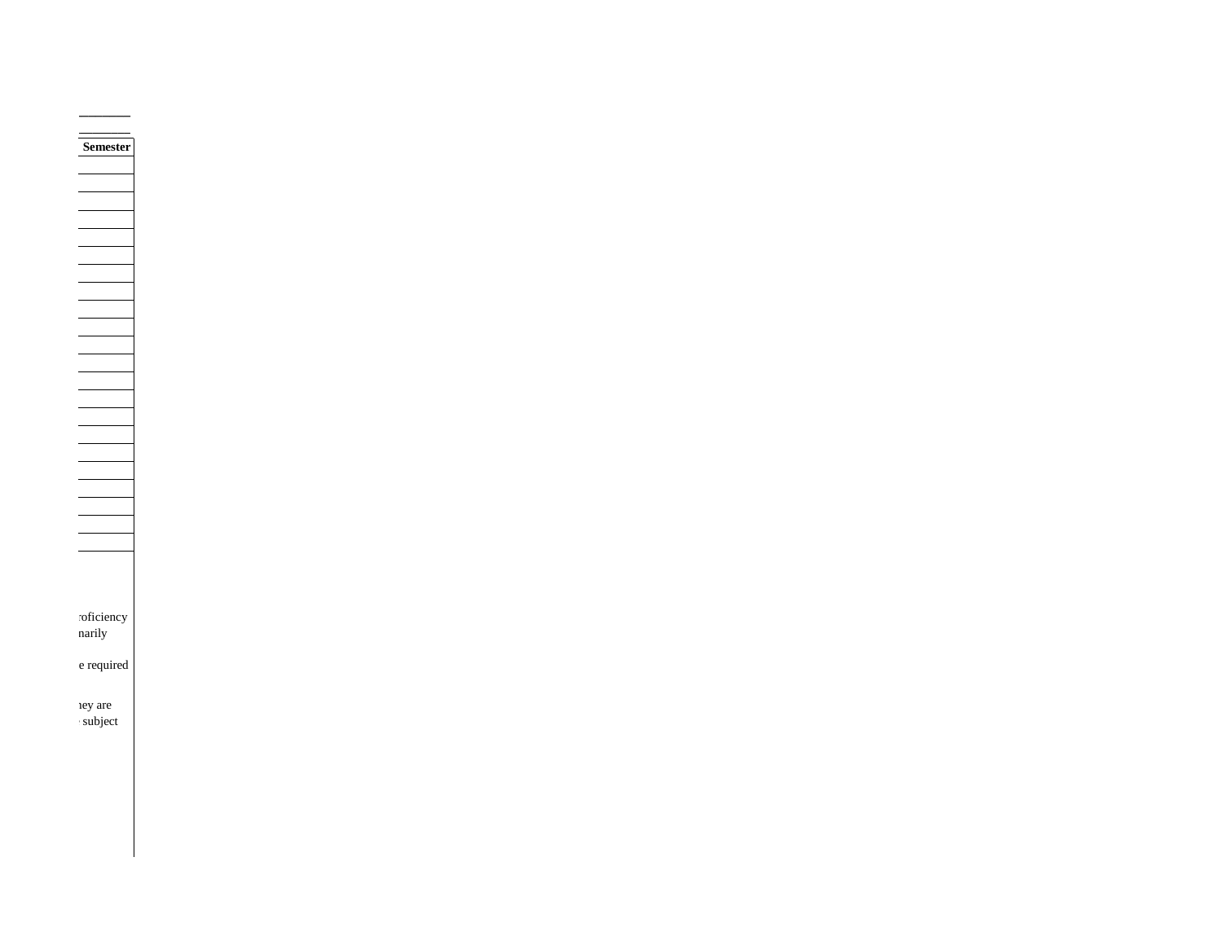| Semester |
| --- |
| |
| |
| |
| |
| |
| |
| |
| |
| |
| |
| |
| |
| |
| |
| |
| |
| |
| |
| |
| |
| |
| |

roficiency
narily

e required

ney are
subject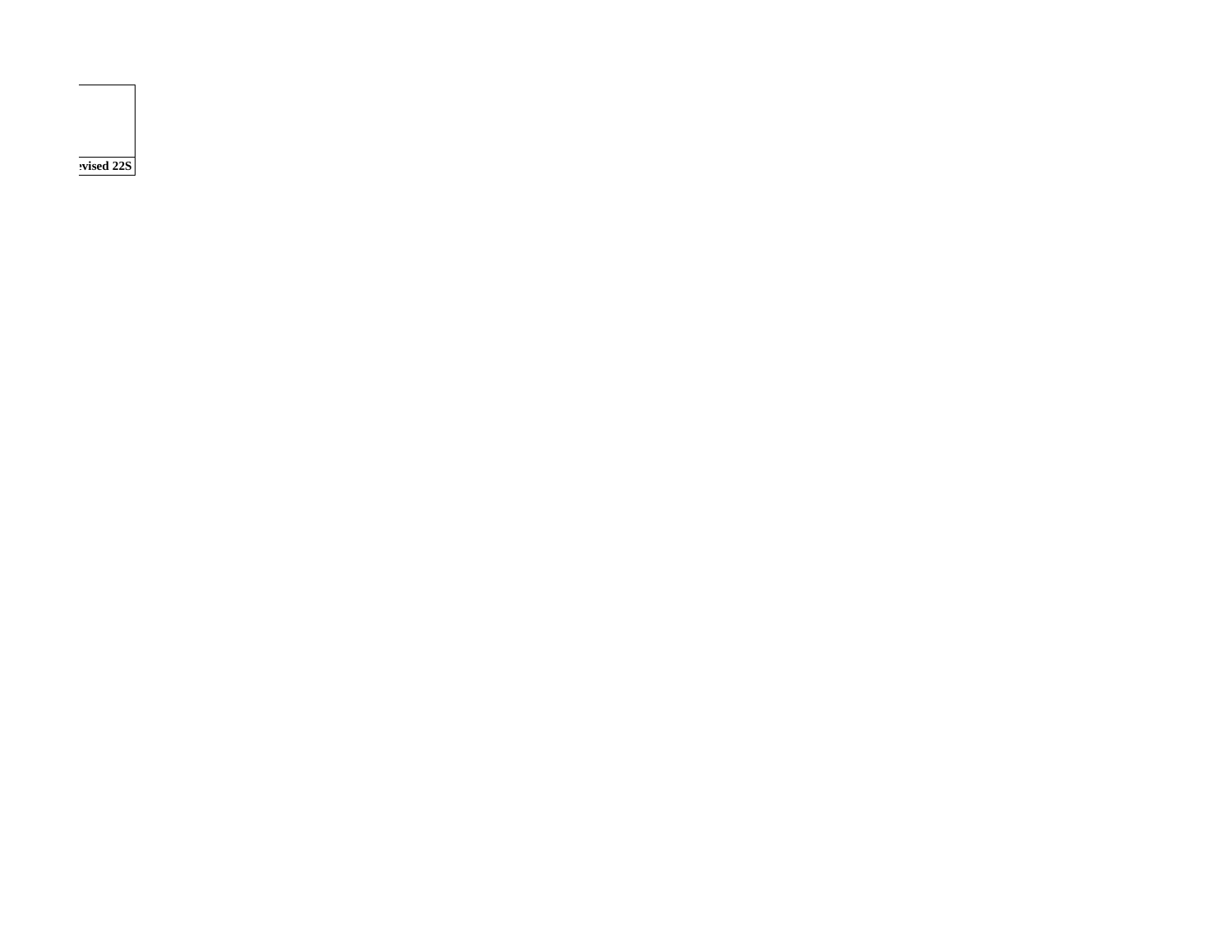| |
|---|
| |
| :vised 22S |